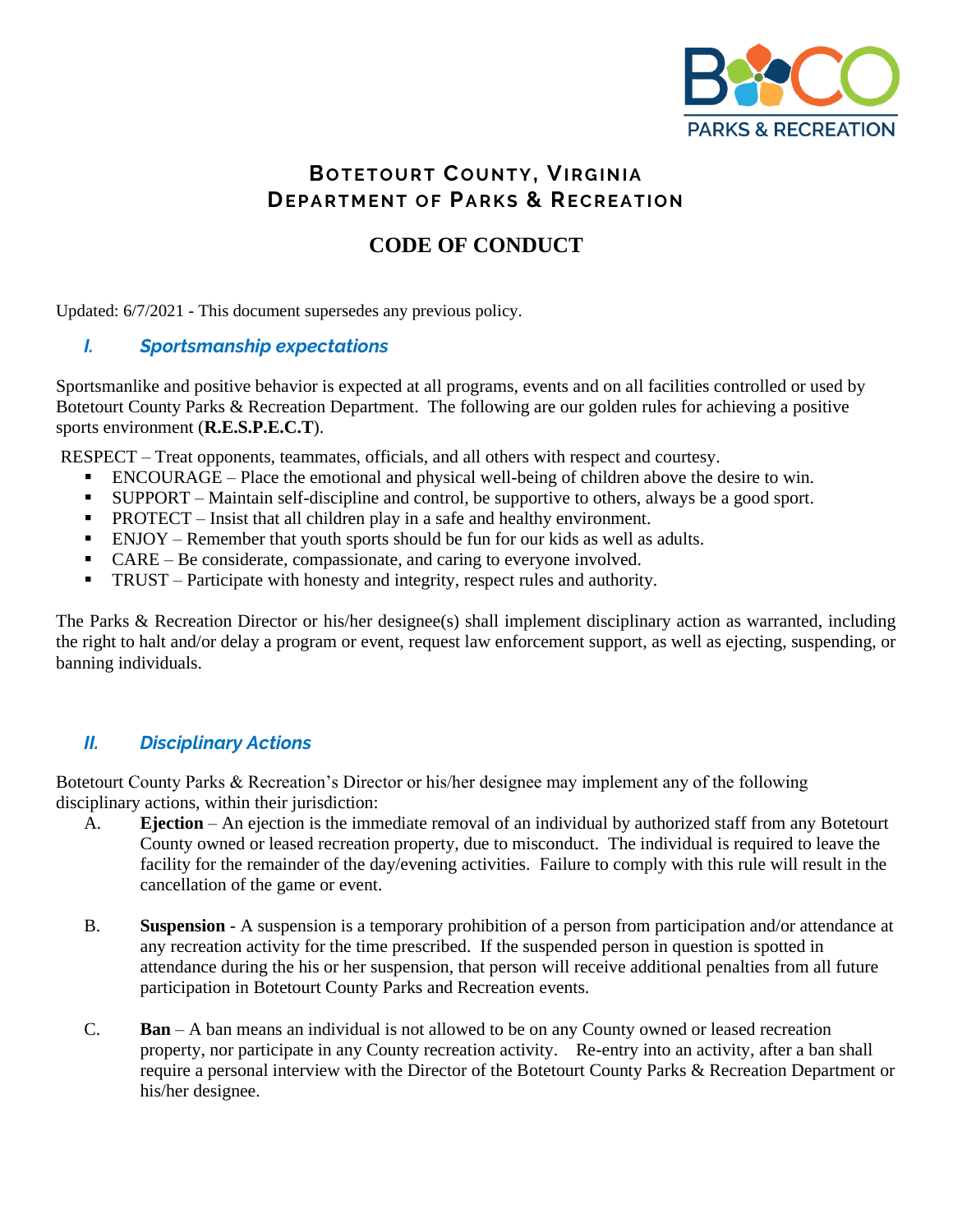# BOTETOURT COUNTY, VIRGINIA
# DEPARTMENT OF PARKS & RECREATION

## CODE OF CONDUCT

Updated: 6/7/2021 - This document supersedes any previous policy.

### *I. Sportsmanship expectations*

Sportsmanlike and positive behavior is expected at all programs, events and on all facilities controlled or used by Botetourt County Parks & Recreation Department. The following are our golden rules for achieving a positive sports environment (**R.E.S.P.E.C.T**).

RESPECT – Treat opponents, teammates, officials, and all others with respect and courtesy.

- ENCOURAGE – Place the emotional and physical well-being of children above the desire to win.
- SUPPORT – Maintain self-discipline and control, be supportive to others, always be a good sport.
- PROTECT – Insist that all children play in a safe and healthy environment.
- ENJOY – Remember that youth sports should be fun for our kids as well as adults.
- CARE – Be considerate, compassionate, and caring to everyone involved.
- TRUST – Participate with honesty and integrity, respect rules and authority.

The Parks & Recreation Director or his/her designee(s) shall implement disciplinary action as warranted, including the right to halt and/or delay a program or event, request law enforcement support, as well as ejecting, suspending, or banning individuals.

### *II. Disciplinary Actions*

Botetourt County Parks & Recreation's Director or his/her designee may implement any of the following disciplinary actions, within their jurisdiction:

A. **Ejection** – An ejection is the immediate removal of an individual by authorized staff from any Botetourt County owned or leased recreation property, due to misconduct. The individual is required to leave the facility for the remainder of the day/evening activities. Failure to comply with this rule will result in the cancellation of the game or event.

B. **Suspension** - A suspension is a temporary prohibition of a person from participation and/or attendance at any recreation activity for the time prescribed. If the suspended person in question is spotted in attendance during the his or her suspension, that person will receive additional penalties from all future participation in Botetourt County Parks and Recreation events.

C. **Ban** – A ban means an individual is not allowed to be on any County owned or leased recreation property, nor participate in any County recreation activity. Re-entry into an activity, after a ban shall require a personal interview with the Director of the Botetourt County Parks & Recreation Department or his/her designee.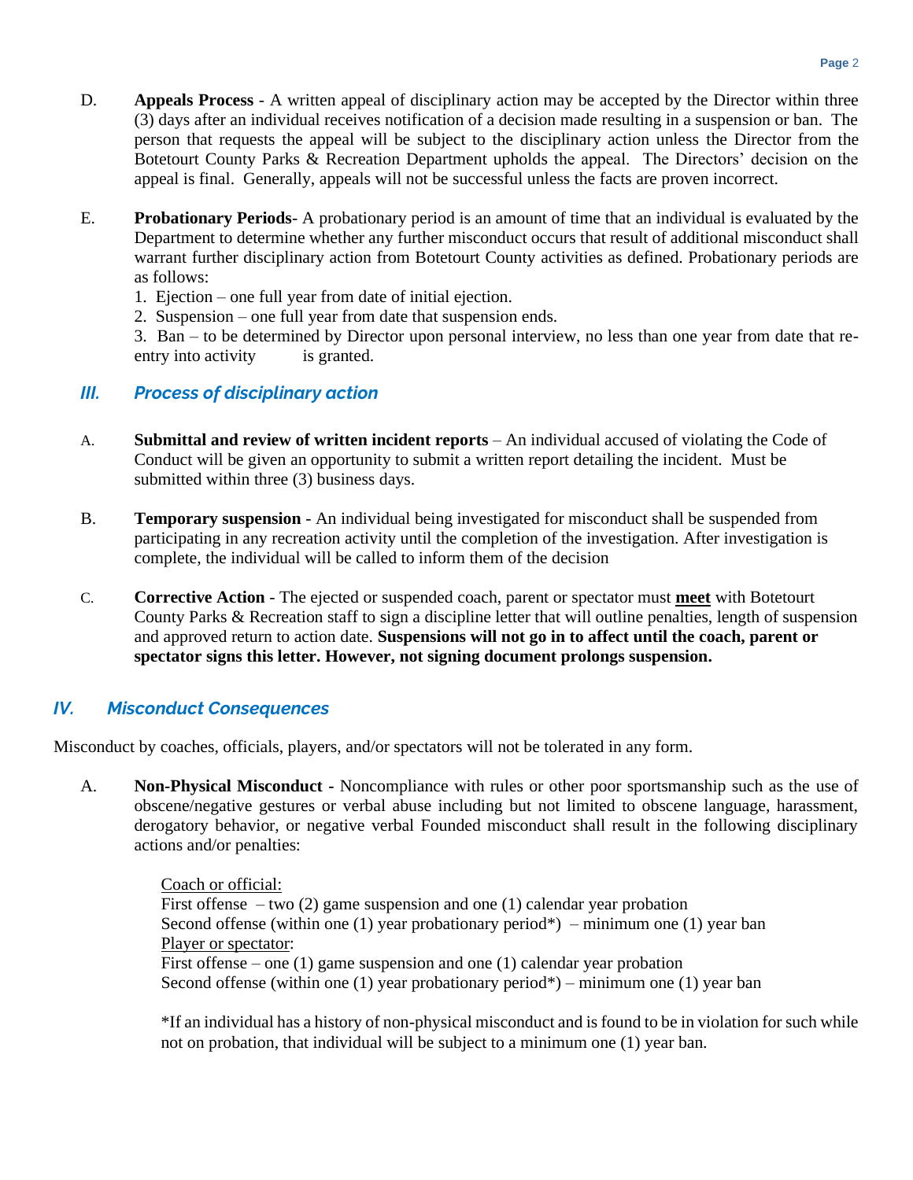D. **Appeals Process** - A written appeal of disciplinary action may be accepted by the Director within three (3) days after an individual receives notification of a decision made resulting in a suspension or ban. The person that requests the appeal will be subject to the disciplinary action unless the Director from the Botetourt County Parks & Recreation Department upholds the appeal. The Directors' decision on the appeal is final. Generally, appeals will not be successful unless the facts are proven incorrect.

E. **Probationary Periods**- A probationary period is an amount of time that an individual is evaluated by the Department to determine whether any further misconduct occurs that result of additional misconduct shall warrant further disciplinary action from Botetourt County activities as defined. Probationary periods are as follows:
1. Ejection – one full year from date of initial ejection.
2. Suspension – one full year from date that suspension ends.
3. Ban – to be determined by Director upon personal interview, no less than one year from date that re-entry into activity is granted.

## *III. Process of disciplinary action*

A. **Submittal and review of written incident reports** – An individual accused of violating the Code of Conduct will be given an opportunity to submit a written report detailing the incident. Must be submitted within three (3) business days.

B. **Temporary suspension** - An individual being investigated for misconduct shall be suspended from participating in any recreation activity until the completion of the investigation. After investigation is complete, the individual will be called to inform them of the decision

C. **Corrective Action** - The ejected or suspended coach, parent or spectator must **meet** with Botetourt County Parks & Recreation staff to sign a discipline letter that will outline penalties, length of suspension and approved return to action date. **Suspensions will not go in to affect until the coach, parent or spectator signs this letter. However, not signing document prolongs suspension.**

## *IV. Misconduct Consequences*

Misconduct by coaches, officials, players, and/or spectators will not be tolerated in any form.

A. **Non-Physical Misconduct** - Noncompliance with rules or other poor sportsmanship such as the use of obscene/negative gestures or verbal abuse including but not limited to obscene language, harassment, derogatory behavior, or negative verbal Founded misconduct shall result in the following disciplinary actions and/or penalties:

Coach or official:
First offense – two (2) game suspension and one (1) calendar year probation
Second offense (within one (1) year probationary period*) – minimum one (1) year ban
Player or spectator:
First offense – one (1) game suspension and one (1) calendar year probation
Second offense (within one (1) year probationary period*) – minimum one (1) year ban

*If an individual has a history of non-physical misconduct and is found to be in violation for such while not on probation, that individual will be subject to a minimum one (1) year ban.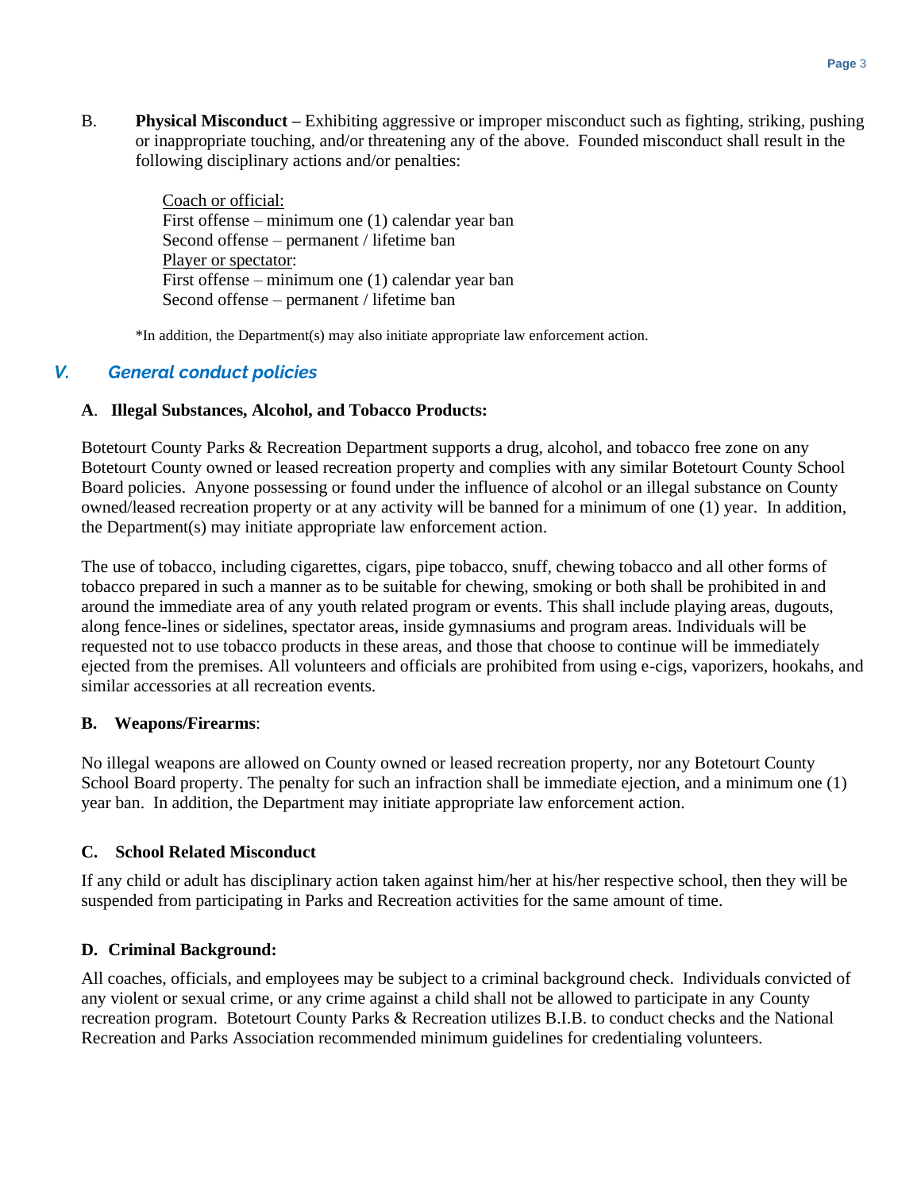B. **Physical Misconduct –** Exhibiting aggressive or improper misconduct such as fighting, striking, pushing or inappropriate touching, and/or threatening any of the above. Founded misconduct shall result in the following disciplinary actions and/or penalties:

Coach or official:
First offense – minimum one (1) calendar year ban
Second offense – permanent / lifetime ban
Player or spectator:
First offense – minimum one (1) calendar year ban
Second offense – permanent / lifetime ban

*In addition, the Department(s) may also initiate appropriate law enforcement action.

## *V. General conduct policies*

**A. Illegal Substances, Alcohol, and Tobacco Products:**

Botetourt County Parks & Recreation Department supports a drug, alcohol, and tobacco free zone on any Botetourt County owned or leased recreation property and complies with any similar Botetourt County School Board policies. Anyone possessing or found under the influence of alcohol or an illegal substance on County owned/leased recreation property or at any activity will be banned for a minimum of one (1) year. In addition, the Department(s) may initiate appropriate law enforcement action.

The use of tobacco, including cigarettes, cigars, pipe tobacco, snuff, chewing tobacco and all other forms of tobacco prepared in such a manner as to be suitable for chewing, smoking or both shall be prohibited in and around the immediate area of any youth related program or events. This shall include playing areas, dugouts, along fence-lines or sidelines, spectator areas, inside gymnasiums and program areas. Individuals will be requested not to use tobacco products in these areas, and those that choose to continue will be immediately ejected from the premises. All volunteers and officials are prohibited from using e-cigs, vaporizers, hookahs, and similar accessories at all recreation events.

**B. Weapons/Firearms**:

No illegal weapons are allowed on County owned or leased recreation property, nor any Botetourt County School Board property. The penalty for such an infraction shall be immediate ejection, and a minimum one (1) year ban. In addition, the Department may initiate appropriate law enforcement action.

**C. School Related Misconduct**

If any child or adult has disciplinary action taken against him/her at his/her respective school, then they will be suspended from participating in Parks and Recreation activities for the same amount of time.

**D. Criminal Background:**

All coaches, officials, and employees may be subject to a criminal background check. Individuals convicted of any violent or sexual crime, or any crime against a child shall not be allowed to participate in any County recreation program. Botetourt County Parks & Recreation utilizes B.I.B. to conduct checks and the National Recreation and Parks Association recommended minimum guidelines for credentialing volunteers.